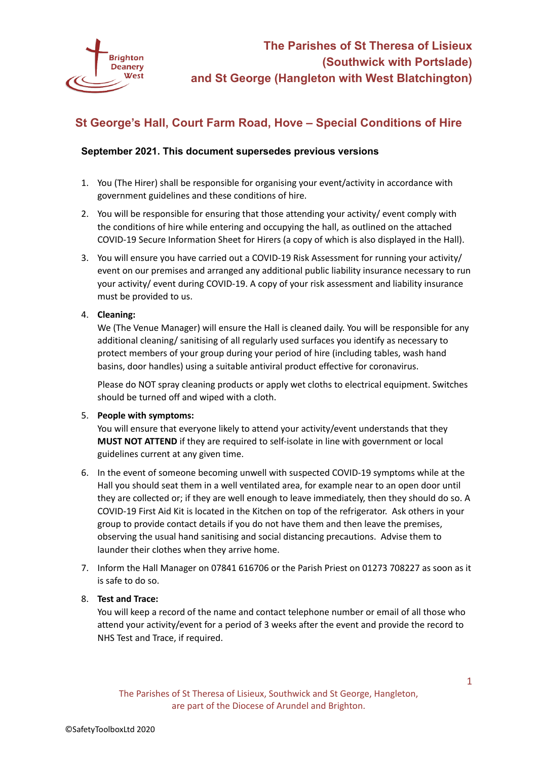# The Parishes of St Theresa of Lisieux (Southwick with Portslade) and St George (Hangleton with West Blatchington)

## St George's Hall, Court Farm Road, Hove – Special Conditions of Hire

**September 2021. This document supersedes previous versions**

1. You (The Hirer) shall be responsible for organising your event/activity in accordance with government guidelines and these conditions of hire.

2. You will be responsible for ensuring that those attending your activity/ event comply with the conditions of hire while entering and occupying the hall, as outlined on the attached COVID-19 Secure Information Sheet for Hirers (a copy of which is also displayed in the Hall).

3. You will ensure you have carried out a COVID-19 Risk Assessment for running your activity/ event on our premises and arranged any additional public liability insurance necessary to run your activity/ event during COVID-19. A copy of your risk assessment and liability insurance must be provided to us.

4. **Cleaning:**
   We (The Venue Manager) will ensure the Hall is cleaned daily. You will be responsible for any additional cleaning/ sanitising of all regularly used surfaces you identify as necessary to protect members of your group during your period of hire (including tables, wash hand basins, door handles) using a suitable antiviral product effective for coronavirus.

   Please do NOT spray cleaning products or apply wet cloths to electrical equipment. Switches should be turned off and wiped with a cloth.

5. **People with symptoms:**
   You will ensure that everyone likely to attend your activity/event understands that they **MUST NOT ATTEND** if they are required to self-isolate in line with government or local guidelines current at any given time.

6. In the event of someone becoming unwell with suspected COVID-19 symptoms while at the Hall you should seat them in a well ventilated area, for example near to an open door until they are collected or; if they are well enough to leave immediately, then they should do so. A COVID-19 First Aid Kit is located in the Kitchen on top of the refrigerator. Ask others in your group to provide contact details if you do not have them and then leave the premises, observing the usual hand sanitising and social distancing precautions. Advise them to launder their clothes when they arrive home.

7. Inform the Hall Manager on 07841 616706 or the Parish Priest on 01273 708227 as soon as it is safe to do so.

8. **Test and Trace:**
   You will keep a record of the name and contact telephone number or email of all those who attend your activity/event for a period of 3 weeks after the event and provide the record to NHS Test and Trace, if required.

The Parishes of St Theresa of Lisieux, Southwick and St George, Hangleton, are part of the Diocese of Arundel and Brighton.

©SafetyToolboxLtd 2020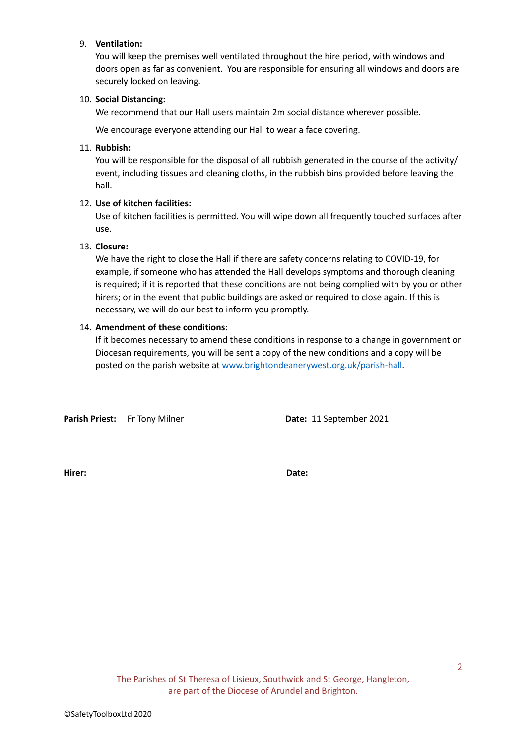9. **Ventilation:**
   You will keep the premises well ventilated throughout the hire period, with windows and doors open as far as convenient. You are responsible for ensuring all windows and doors are securely locked on leaving.

10. **Social Distancing:**
    We recommend that our Hall users maintain 2m social distance wherever possible.

    We encourage everyone attending our Hall to wear a face covering.

11. **Rubbish:**
    You will be responsible for the disposal of all rubbish generated in the course of the activity/ event, including tissues and cleaning cloths, in the rubbish bins provided before leaving the hall.

12. **Use of kitchen facilities:**
    Use of kitchen facilities is permitted. You will wipe down all frequently touched surfaces after use.

13. **Closure:**
    We have the right to close the Hall if there are safety concerns relating to COVID-19, for example, if someone who has attended the Hall develops symptoms and thorough cleaning is required; if it is reported that these conditions are not being complied with by you or other hirers; or in the event that public buildings are asked or required to close again. If this is necessary, we will do our best to inform you promptly.

14. **Amendment of these conditions:**
    If it becomes necessary to amend these conditions in response to a change in government or Diocesan requirements, you will be sent a copy of the new conditions and a copy will be posted on the parish website at [www.brightondeanerywest.org.uk/parish-hall](http://www.brightondeanerywest.org.uk/parish-hall).

**Parish Priest:** Fr Tony Milner **Date:** 11 September 2021

**Hirer:** **Date:**

The Parishes of St Theresa of Lisieux, Southwick and St George, Hangleton, are part of the Diocese of Arundel and Brighton.

©SafetyToolboxLtd 2020